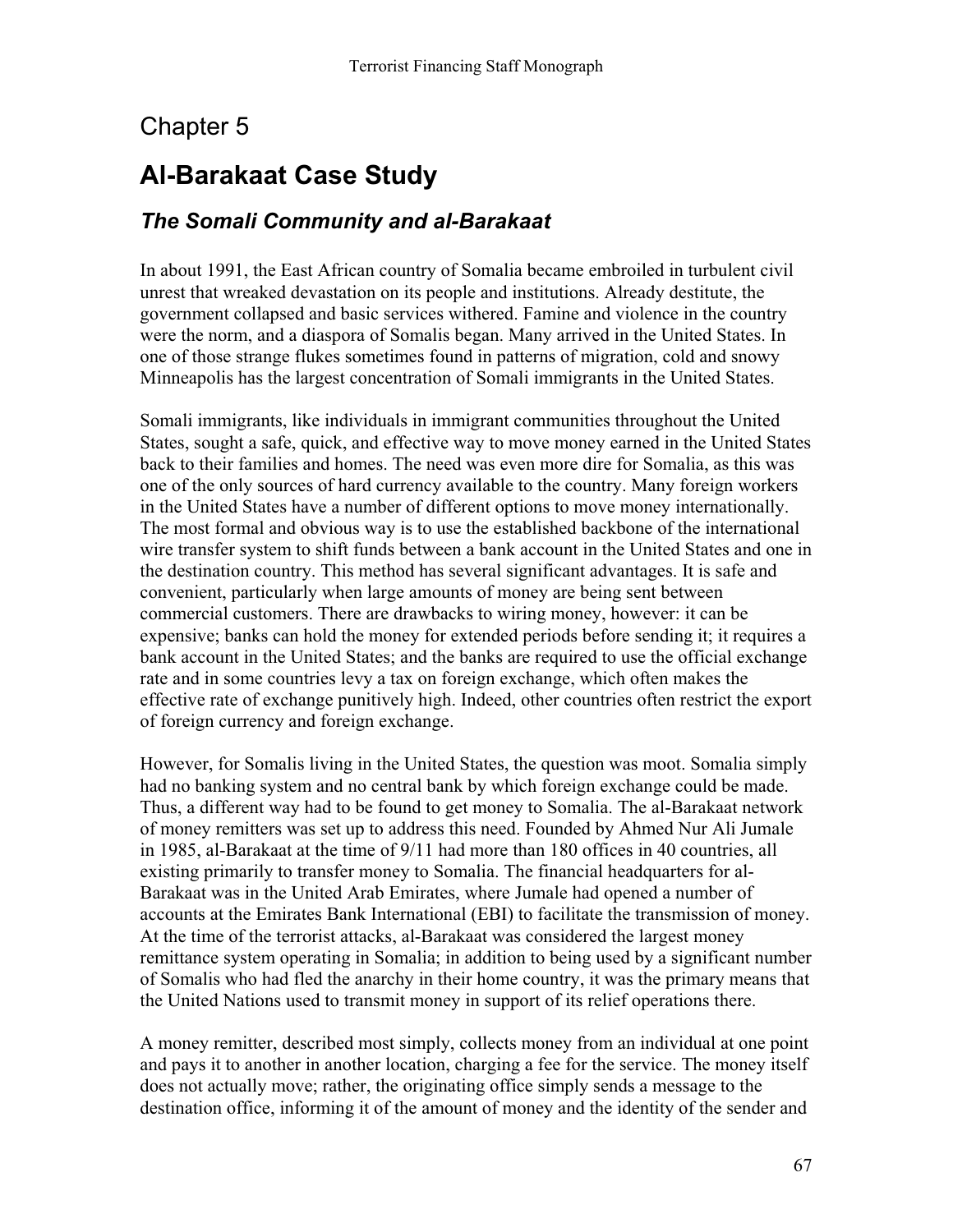# Chapter 5

# Al-Barakaat Case Study

## *The Somali Community and al-Barakaat*

In about 1991, the East African country of Somalia became embroiled in turbulent civil unrest that wreaked devastation on its people and institutions. Already destitute, the government collapsed and basic services withered. Famine and violence in the country were the norm, and a diaspora of Somalis began. Many arrived in the United States. In one of those strange flukes sometimes found in patterns of migration, cold and snowy Minneapolis has the largest concentration of Somali immigrants in the United States.

Somali immigrants, like individuals in immigrant communities throughout the United States, sought a safe, quick, and effective way to move money earned in the United States back to their families and homes. The need was even more dire for Somalia, as this was one of the only sources of hard currency available to the country. Many foreign workers in the United States have a number of different options to move money internationally. The most formal and obvious way is to use the established backbone of the international wire transfer system to shift funds between a bank account in the United States and one in the destination country. This method has several significant advantages. It is safe and convenient, particularly when large amounts of money are being sent between commercial customers. There are drawbacks to wiring money, however: it can be expensive; banks can hold the money for extended periods before sending it; it requires a bank account in the United States; and the banks are required to use the official exchange rate and in some countries levy a tax on foreign exchange, which often makes the effective rate of exchange punitively high. Indeed, other countries often restrict the export of foreign currency and foreign exchange.

However, for Somalis living in the United States, the question was moot. Somalia simply had no banking system and no central bank by which foreign exchange could be made. Thus, a different way had to be found to get money to Somalia. The al-Barakaat network of money remitters was set up to address this need. Founded by Ahmed Nur Ali Jumale in 1985, al-Barakaat at the time of 9/11 had more than 180 offices in 40 countries, all existing primarily to transfer money to Somalia. The financial headquarters for al-Barakaat was in the United Arab Emirates, where Jumale had opened a number of accounts at the Emirates Bank International (EBI) to facilitate the transmission of money. At the time of the terrorist attacks, al-Barakaat was considered the largest money remittance system operating in Somalia; in addition to being used by a significant number of Somalis who had fled the anarchy in their home country, it was the primary means that the United Nations used to transmit money in support of its relief operations there.

A money remitter, described most simply, collects money from an individual at one point and pays it to another in another location, charging a fee for the service. The money itself does not actually move; rather, the originating office simply sends a message to the destination office, informing it of the amount of money and the identity of the sender and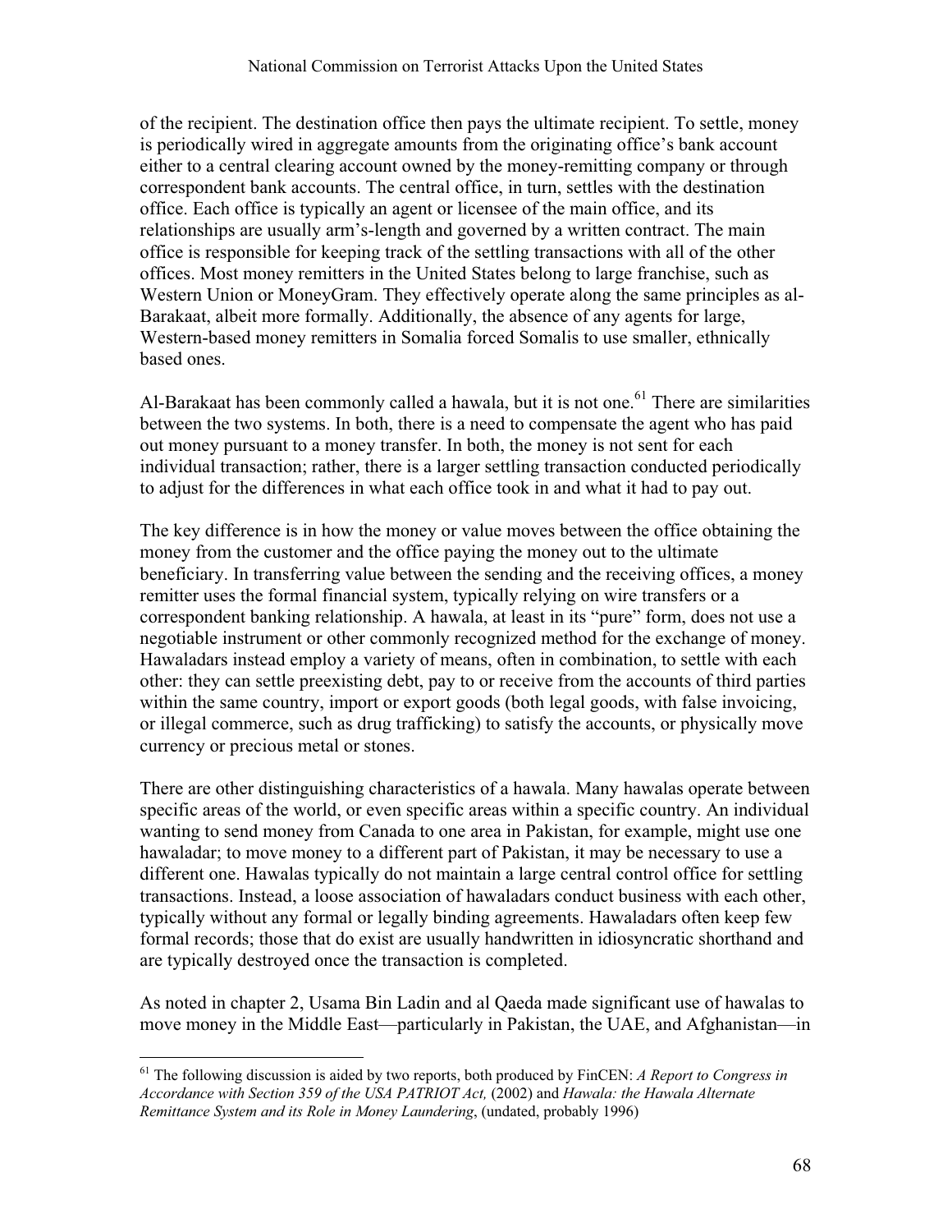of the recipient. The destination office then pays the ultimate recipient. To settle, money is periodically wired in aggregate amounts from the originating office's bank account either to a central clearing account owned by the money-remitting company or through correspondent bank accounts. The central office, in turn, settles with the destination office. Each office is typically an agent or licensee of the main office, and its relationships are usually arm's-length and governed by a written contract. The main office is responsible for keeping track of the settling transactions with all of the other offices. Most money remitters in the United States belong to large franchise, such as Western Union or MoneyGram. They effectively operate along the same principles as al-Barakaat, albeit more formally. Additionally, the absence of any agents for large, Western-based money remitters in Somalia forced Somalis to use smaller, ethnically based ones.

Al-Barakaat has been commonly called a hawala, but it is not one.[61] There are similarities between the two systems. In both, there is a need to compensate the agent who has paid out money pursuant to a money transfer. In both, the money is not sent for each individual transaction; rather, there is a larger settling transaction conducted periodically to adjust for the differences in what each office took in and what it had to pay out.

The key difference is in how the money or value moves between the office obtaining the money from the customer and the office paying the money out to the ultimate beneficiary. In transferring value between the sending and the receiving offices, a money remitter uses the formal financial system, typically relying on wire transfers or a correspondent banking relationship. A hawala, at least in its "pure" form, does not use a negotiable instrument or other commonly recognized method for the exchange of money. Hawaladars instead employ a variety of means, often in combination, to settle with each other: they can settle preexisting debt, pay to or receive from the accounts of third parties within the same country, import or export goods (both legal goods, with false invoicing, or illegal commerce, such as drug trafficking) to satisfy the accounts, or physically move currency or precious metal or stones.

There are other distinguishing characteristics of a hawala. Many hawalas operate between specific areas of the world, or even specific areas within a specific country. An individual wanting to send money from Canada to one area in Pakistan, for example, might use one hawaladar; to move money to a different part of Pakistan, it may be necessary to use a different one. Hawalas typically do not maintain a large central control office for settling transactions. Instead, a loose association of hawaladars conduct business with each other, typically without any formal or legally binding agreements. Hawaladars often keep few formal records; those that do exist are usually handwritten in idiosyncratic shorthand and are typically destroyed once the transaction is completed.

As noted in chapter 2, Usama Bin Ladin and al Qaeda made significant use of hawalas to move money in the Middle East—particularly in Pakistan, the UAE, and Afghanistan—in

---

[61] The following discussion is aided by two reports, both produced by FinCEN: *A Report to Congress in Accordance with Section 359 of the USA PATRIOT Act,* (2002) and *Hawala: the Hawala Alternate Remittance System and its Role in Money Laundering*, (undated, probably 1996)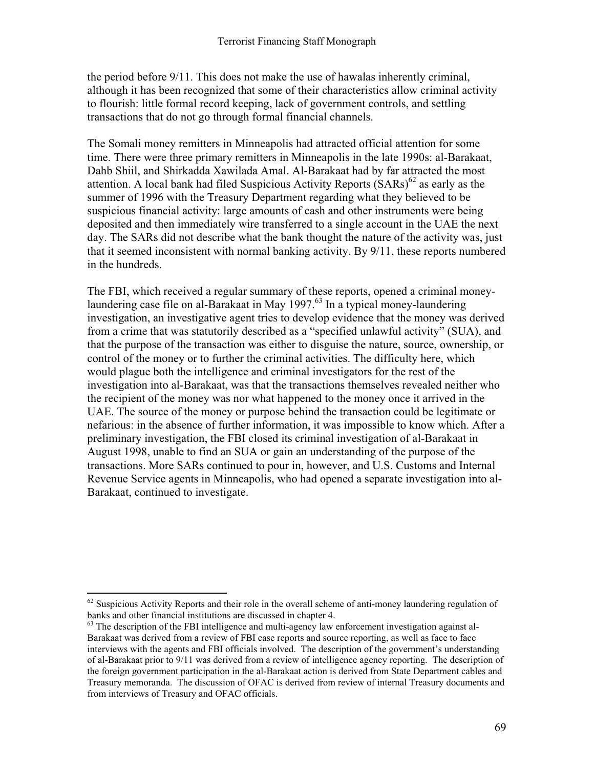the period before 9/11. This does not make the use of hawalas inherently criminal, although it has been recognized that some of their characteristics allow criminal activity to flourish: little formal record keeping, lack of government controls, and settling transactions that do not go through formal financial channels.

The Somali money remitters in Minneapolis had attracted official attention for some time. There were three primary remitters in Minneapolis in the late 1990s: al-Barakaat, Dahb Shiil, and Shirkadda Xawilada Amal. Al-Barakaat had by far attracted the most attention. A local bank had filed Suspicious Activity Reports (SARs)[62] as early as the summer of 1996 with the Treasury Department regarding what they believed to be suspicious financial activity: large amounts of cash and other instruments were being deposited and then immediately wire transferred to a single account in the UAE the next day. The SARs did not describe what the bank thought the nature of the activity was, just that it seemed inconsistent with normal banking activity. By 9/11, these reports numbered in the hundreds.

The FBI, which received a regular summary of these reports, opened a criminal money-laundering case file on al-Barakaat in May 1997.[63] In a typical money-laundering investigation, an investigative agent tries to develop evidence that the money was derived from a crime that was statutorily described as a "specified unlawful activity" (SUA), and that the purpose of the transaction was either to disguise the nature, source, ownership, or control of the money or to further the criminal activities. The difficulty here, which would plague both the intelligence and criminal investigators for the rest of the investigation into al-Barakaat, was that the transactions themselves revealed neither who the recipient of the money was nor what happened to the money once it arrived in the UAE. The source of the money or purpose behind the transaction could be legitimate or nefarious: in the absence of further information, it was impossible to know which. After a preliminary investigation, the FBI closed its criminal investigation of al-Barakaat in August 1998, unable to find an SUA or gain an understanding of the purpose of the transactions. More SARs continued to pour in, however, and U.S. Customs and Internal Revenue Service agents in Minneapolis, who had opened a separate investigation into al-Barakaat, continued to investigate.

---

[62] Suspicious Activity Reports and their role in the overall scheme of anti-money laundering regulation of banks and other financial institutions are discussed in chapter 4.

[63] The description of the FBI intelligence and multi-agency law enforcement investigation against al-Barakaat was derived from a review of FBI case reports and source reporting, as well as face to face interviews with the agents and FBI officials involved. The description of the government's understanding of al-Barakaat prior to 9/11 was derived from a review of intelligence agency reporting. The description of the foreign government participation in the al-Barakaat action is derived from State Department cables and Treasury memoranda. The discussion of OFAC is derived from review of internal Treasury documents and from interviews of Treasury and OFAC officials.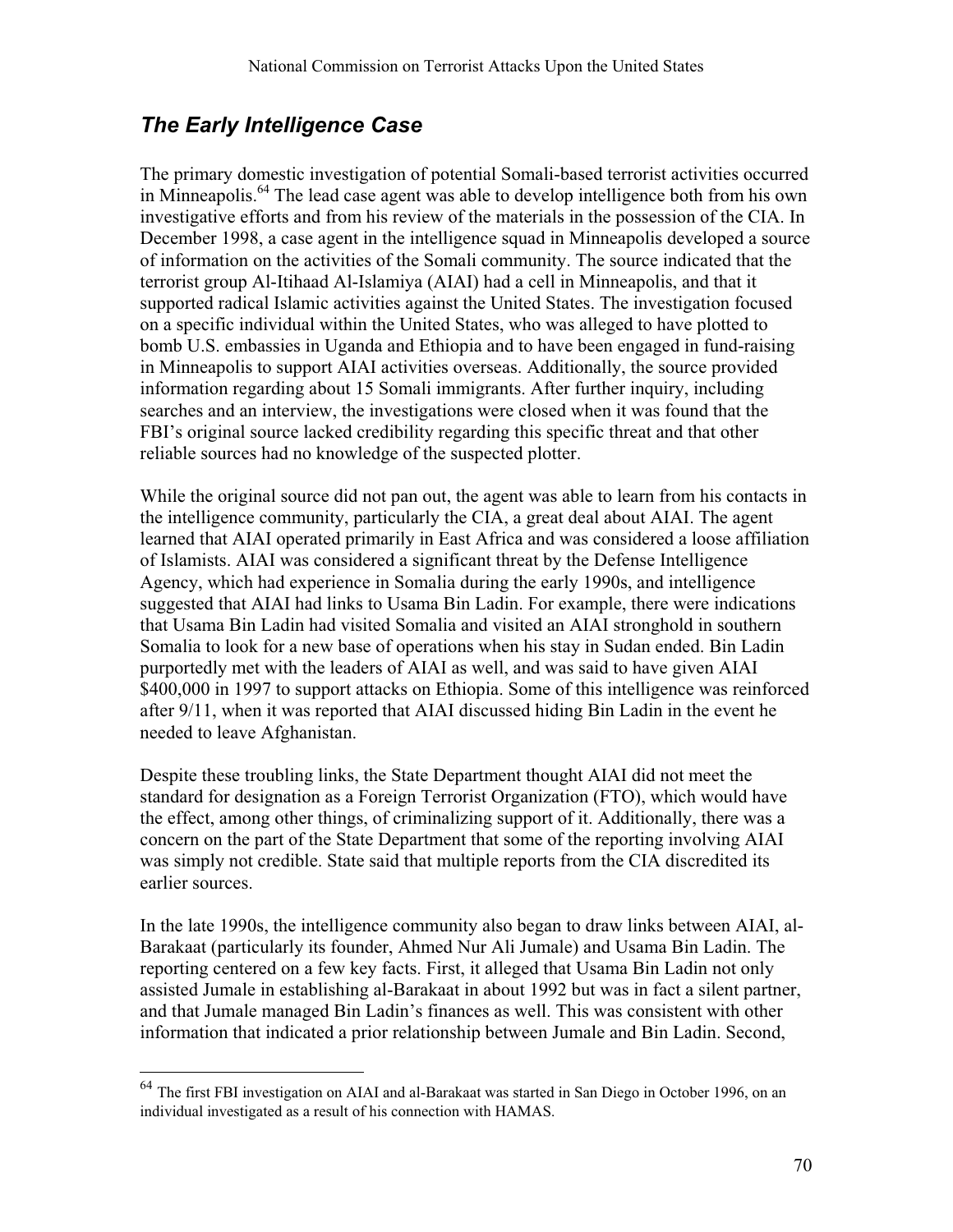## *The Early Intelligence Case*

The primary domestic investigation of potential Somali-based terrorist activities occurred in Minneapolis.[64] The lead case agent was able to develop intelligence both from his own investigative efforts and from his review of the materials in the possession of the CIA. In December 1998, a case agent in the intelligence squad in Minneapolis developed a source of information on the activities of the Somali community. The source indicated that the terrorist group Al-Itihaad Al-Islamiya (AIAI) had a cell in Minneapolis, and that it supported radical Islamic activities against the United States. The investigation focused on a specific individual within the United States, who was alleged to have plotted to bomb U.S. embassies in Uganda and Ethiopia and to have been engaged in fund-raising in Minneapolis to support AIAI activities overseas. Additionally, the source provided information regarding about 15 Somali immigrants. After further inquiry, including searches and an interview, the investigations were closed when it was found that the FBI's original source lacked credibility regarding this specific threat and that other reliable sources had no knowledge of the suspected plotter.

While the original source did not pan out, the agent was able to learn from his contacts in the intelligence community, particularly the CIA, a great deal about AIAI. The agent learned that AIAI operated primarily in East Africa and was considered a loose affiliation of Islamists. AIAI was considered a significant threat by the Defense Intelligence Agency, which had experience in Somalia during the early 1990s, and intelligence suggested that AIAI had links to Usama Bin Ladin. For example, there were indications that Usama Bin Ladin had visited Somalia and visited an AIAI stronghold in southern Somalia to look for a new base of operations when his stay in Sudan ended. Bin Ladin purportedly met with the leaders of AIAI as well, and was said to have given AIAI $400,000 in 1997 to support attacks on Ethiopia. Some of this intelligence was reinforced after 9/11, when it was reported that AIAI discussed hiding Bin Ladin in the event he needed to leave Afghanistan.

Despite these troubling links, the State Department thought AIAI did not meet the standard for designation as a Foreign Terrorist Organization (FTO), which would have the effect, among other things, of criminalizing support of it. Additionally, there was a concern on the part of the State Department that some of the reporting involving AIAI was simply not credible. State said that multiple reports from the CIA discredited its earlier sources.

In the late 1990s, the intelligence community also began to draw links between AIAI, al-Barakaat (particularly its founder, Ahmed Nur Ali Jumale) and Usama Bin Ladin. The reporting centered on a few key facts. First, it alleged that Usama Bin Ladin not only assisted Jumale in establishing al-Barakaat in about 1992 but was in fact a silent partner, and that Jumale managed Bin Ladin's finances as well. This was consistent with other information that indicated a prior relationship between Jumale and Bin Ladin. Second,

[64] The first FBI investigation on AIAI and al-Barakaat was started in San Diego in October 1996, on an individual investigated as a result of his connection with HAMAS.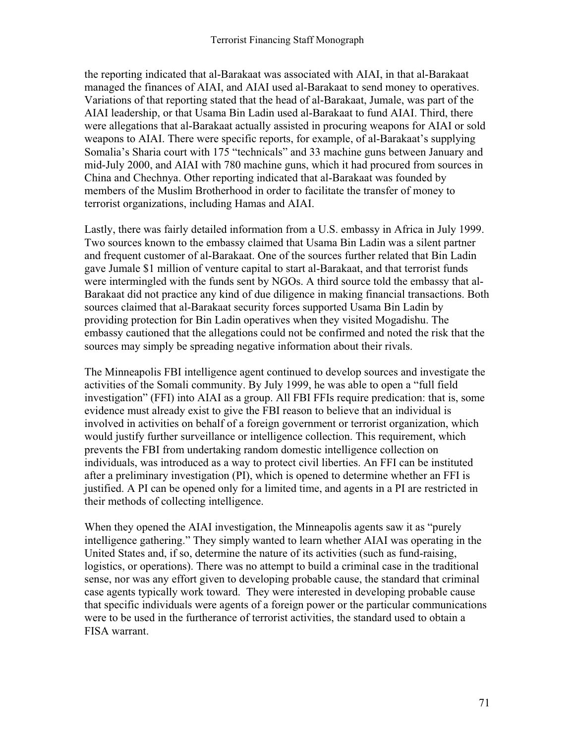the reporting indicated that al-Barakaat was associated with AIAI, in that al-Barakaat managed the finances of AIAI, and AIAI used al-Barakaat to send money to operatives. Variations of that reporting stated that the head of al-Barakaat, Jumale, was part of the AIAI leadership, or that Usama Bin Ladin used al-Barakaat to fund AIAI. Third, there were allegations that al-Barakaat actually assisted in procuring weapons for AIAI or sold weapons to AIAI. There were specific reports, for example, of al-Barakaat's supplying Somalia's Sharia court with 175 "technicals" and 33 machine guns between January and mid-July 2000, and AIAI with 780 machine guns, which it had procured from sources in China and Chechnya. Other reporting indicated that al-Barakaat was founded by members of the Muslim Brotherhood in order to facilitate the transfer of money to terrorist organizations, including Hamas and AIAI.

Lastly, there was fairly detailed information from a U.S. embassy in Africa in July 1999. Two sources known to the embassy claimed that Usama Bin Ladin was a silent partner and frequent customer of al-Barakaat. One of the sources further related that Bin Ladin gave Jumale $1 million of venture capital to start al-Barakaat, and that terrorist funds were intermingled with the funds sent by NGOs. A third source told the embassy that al-Barakaat did not practice any kind of due diligence in making financial transactions. Both sources claimed that al-Barakaat security forces supported Usama Bin Ladin by providing protection for Bin Ladin operatives when they visited Mogadishu. The embassy cautioned that the allegations could not be confirmed and noted the risk that the sources may simply be spreading negative information about their rivals.

The Minneapolis FBI intelligence agent continued to develop sources and investigate the activities of the Somali community. By July 1999, he was able to open a "full field investigation" (FFI) into AIAI as a group. All FBI FFIs require predication: that is, some evidence must already exist to give the FBI reason to believe that an individual is involved in activities on behalf of a foreign government or terrorist organization, which would justify further surveillance or intelligence collection. This requirement, which prevents the FBI from undertaking random domestic intelligence collection on individuals, was introduced as a way to protect civil liberties. An FFI can be instituted after a preliminary investigation (PI), which is opened to determine whether an FFI is justified. A PI can be opened only for a limited time, and agents in a PI are restricted in their methods of collecting intelligence.

When they opened the AIAI investigation, the Minneapolis agents saw it as "purely intelligence gathering." They simply wanted to learn whether AIAI was operating in the United States and, if so, determine the nature of its activities (such as fund-raising, logistics, or operations). There was no attempt to build a criminal case in the traditional sense, nor was any effort given to developing probable cause, the standard that criminal case agents typically work toward. They were interested in developing probable cause that specific individuals were agents of a foreign power or the particular communications were to be used in the furtherance of terrorist activities, the standard used to obtain a FISA warrant.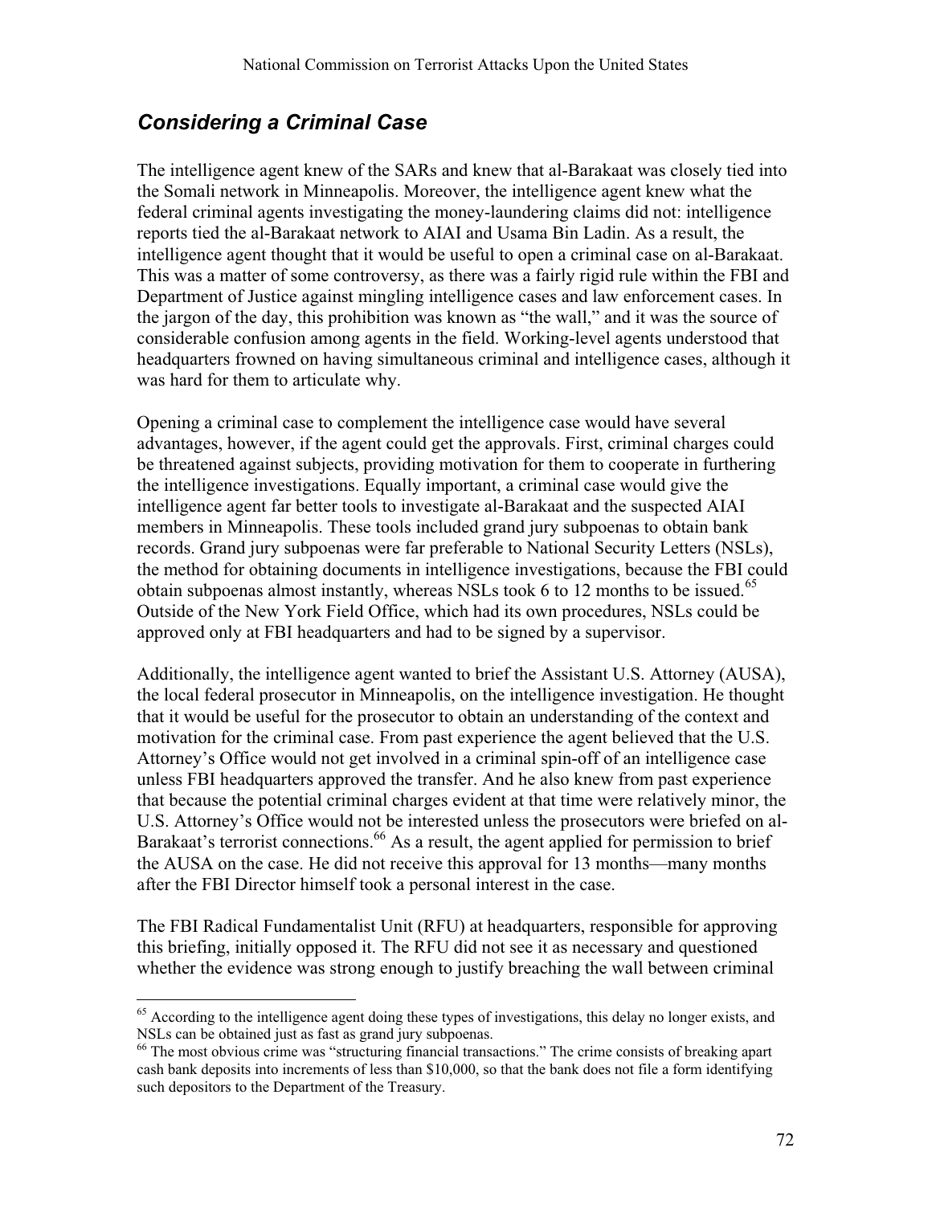## *Considering a Criminal Case*

The intelligence agent knew of the SARs and knew that al-Barakaat was closely tied into the Somali network in Minneapolis. Moreover, the intelligence agent knew what the federal criminal agents investigating the money-laundering claims did not: intelligence reports tied the al-Barakaat network to AIAI and Usama Bin Ladin. As a result, the intelligence agent thought that it would be useful to open a criminal case on al-Barakaat. This was a matter of some controversy, as there was a fairly rigid rule within the FBI and Department of Justice against mingling intelligence cases and law enforcement cases. In the jargon of the day, this prohibition was known as "the wall," and it was the source of considerable confusion among agents in the field. Working-level agents understood that headquarters frowned on having simultaneous criminal and intelligence cases, although it was hard for them to articulate why.

Opening a criminal case to complement the intelligence case would have several advantages, however, if the agent could get the approvals. First, criminal charges could be threatened against subjects, providing motivation for them to cooperate in furthering the intelligence investigations. Equally important, a criminal case would give the intelligence agent far better tools to investigate al-Barakaat and the suspected AIAI members in Minneapolis. These tools included grand jury subpoenas to obtain bank records. Grand jury subpoenas were far preferable to National Security Letters (NSLs), the method for obtaining documents in intelligence investigations, because the FBI could obtain subpoenas almost instantly, whereas NSLs took 6 to 12 months to be issued.[65] Outside of the New York Field Office, which had its own procedures, NSLs could be approved only at FBI headquarters and had to be signed by a supervisor.

Additionally, the intelligence agent wanted to brief the Assistant U.S. Attorney (AUSA), the local federal prosecutor in Minneapolis, on the intelligence investigation. He thought that it would be useful for the prosecutor to obtain an understanding of the context and motivation for the criminal case. From past experience the agent believed that the U.S. Attorney's Office would not get involved in a criminal spin-off of an intelligence case unless FBI headquarters approved the transfer. And he also knew from past experience that because the potential criminal charges evident at that time were relatively minor, the U.S. Attorney's Office would not be interested unless the prosecutors were briefed on al-Barakaat's terrorist connections.[66] As a result, the agent applied for permission to brief the AUSA on the case. He did not receive this approval for 13 months—many months after the FBI Director himself took a personal interest in the case.

The FBI Radical Fundamentalist Unit (RFU) at headquarters, responsible for approving this briefing, initially opposed it. The RFU did not see it as necessary and questioned whether the evidence was strong enough to justify breaching the wall between criminal

---

[65] According to the intelligence agent doing these types of investigations, this delay no longer exists, and NSLs can be obtained just as fast as grand jury subpoenas.

[66] The most obvious crime was "structuring financial transactions." The crime consists of breaking apart cash bank deposits into increments of less than $10,000, so that the bank does not file a form identifying such depositors to the Department of the Treasury.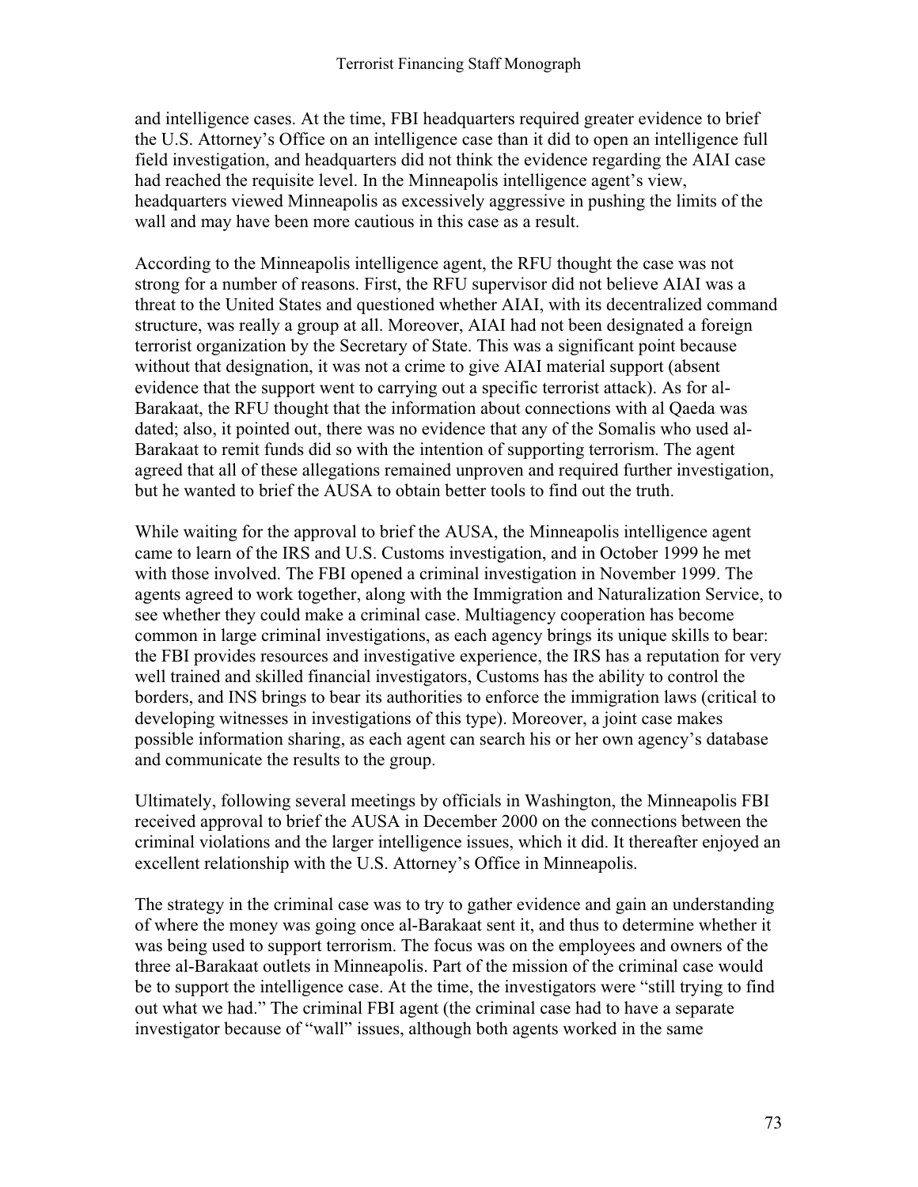and intelligence cases. At the time, FBI headquarters required greater evidence to brief the U.S. Attorney's Office on an intelligence case than it did to open an intelligence full field investigation, and headquarters did not think the evidence regarding the AIAI case had reached the requisite level. In the Minneapolis intelligence agent's view, headquarters viewed Minneapolis as excessively aggressive in pushing the limits of the wall and may have been more cautious in this case as a result.

According to the Minneapolis intelligence agent, the RFU thought the case was not strong for a number of reasons. First, the RFU supervisor did not believe AIAI was a threat to the United States and questioned whether AIAI, with its decentralized command structure, was really a group at all. Moreover, AIAI had not been designated a foreign terrorist organization by the Secretary of State. This was a significant point because without that designation, it was not a crime to give AIAI material support (absent evidence that the support went to carrying out a specific terrorist attack). As for al-Barakaat, the RFU thought that the information about connections with al Qaeda was dated; also, it pointed out, there was no evidence that any of the Somalis who used al-Barakaat to remit funds did so with the intention of supporting terrorism. The agent agreed that all of these allegations remained unproven and required further investigation, but he wanted to brief the AUSA to obtain better tools to find out the truth.

While waiting for the approval to brief the AUSA, the Minneapolis intelligence agent came to learn of the IRS and U.S. Customs investigation, and in October 1999 he met with those involved. The FBI opened a criminal investigation in November 1999. The agents agreed to work together, along with the Immigration and Naturalization Service, to see whether they could make a criminal case. Multiagency cooperation has become common in large criminal investigations, as each agency brings its unique skills to bear: the FBI provides resources and investigative experience, the IRS has a reputation for very well trained and skilled financial investigators, Customs has the ability to control the borders, and INS brings to bear its authorities to enforce the immigration laws (critical to developing witnesses in investigations of this type). Moreover, a joint case makes possible information sharing, as each agent can search his or her own agency's database and communicate the results to the group.

Ultimately, following several meetings by officials in Washington, the Minneapolis FBI received approval to brief the AUSA in December 2000 on the connections between the criminal violations and the larger intelligence issues, which it did. It thereafter enjoyed an excellent relationship with the U.S. Attorney's Office in Minneapolis.

The strategy in the criminal case was to try to gather evidence and gain an understanding of where the money was going once al-Barakaat sent it, and thus to determine whether it was being used to support terrorism. The focus was on the employees and owners of the three al-Barakaat outlets in Minneapolis. Part of the mission of the criminal case would be to support the intelligence case. At the time, the investigators were "still trying to find out what we had." The criminal FBI agent (the criminal case had to have a separate investigator because of "wall" issues, although both agents worked in the same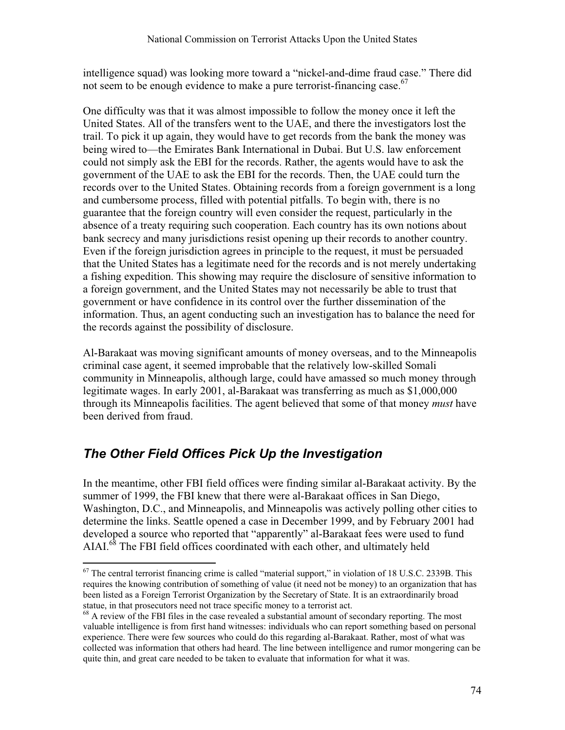intelligence squad) was looking more toward a "nickel-and-dime fraud case." There did not seem to be enough evidence to make a pure terrorist-financing case.[67]

One difficulty was that it was almost impossible to follow the money once it left the United States. All of the transfers went to the UAE, and there the investigators lost the trail. To pick it up again, they would have to get records from the bank the money was being wired to—the Emirates Bank International in Dubai. But U.S. law enforcement could not simply ask the EBI for the records. Rather, the agents would have to ask the government of the UAE to ask the EBI for the records. Then, the UAE could turn the records over to the United States. Obtaining records from a foreign government is a long and cumbersome process, filled with potential pitfalls. To begin with, there is no guarantee that the foreign country will even consider the request, particularly in the absence of a treaty requiring such cooperation. Each country has its own notions about bank secrecy and many jurisdictions resist opening up their records to another country. Even if the foreign jurisdiction agrees in principle to the request, it must be persuaded that the United States has a legitimate need for the records and is not merely undertaking a fishing expedition. This showing may require the disclosure of sensitive information to a foreign government, and the United States may not necessarily be able to trust that government or have confidence in its control over the further dissemination of the information. Thus, an agent conducting such an investigation has to balance the need for the records against the possibility of disclosure.

Al-Barakaat was moving significant amounts of money overseas, and to the Minneapolis criminal case agent, it seemed improbable that the relatively low-skilled Somali community in Minneapolis, although large, could have amassed so much money through legitimate wages. In early 2001, al-Barakaat was transferring as much as $1,000,000 through its Minneapolis facilities. The agent believed that some of that money *must* have been derived from fraud.

## *The Other Field Offices Pick Up the Investigation*

In the meantime, other FBI field offices were finding similar al-Barakaat activity. By the summer of 1999, the FBI knew that there were al-Barakaat offices in San Diego, Washington, D.C., and Minneapolis, and Minneapolis was actively polling other cities to determine the links. Seattle opened a case in December 1999, and by February 2001 had developed a source who reported that "apparently" al-Barakaat fees were used to fund AIAI.[68] The FBI field offices coordinated with each other, and ultimately held

---

[67] The central terrorist financing crime is called "material support," in violation of 18 U.S.C. 2339B. This requires the knowing contribution of something of value (it need not be money) to an organization that has been listed as a Foreign Terrorist Organization by the Secretary of State. It is an extraordinarily broad statue, in that prosecutors need not trace specific money to a terrorist act.

[68] A review of the FBI files in the case revealed a substantial amount of secondary reporting. The most valuable intelligence is from first hand witnesses: individuals who can report something based on personal experience. There were few sources who could do this regarding al-Barakaat. Rather, most of what was collected was information that others had heard. The line between intelligence and rumor mongering can be quite thin, and great care needed to be taken to evaluate that information for what it was.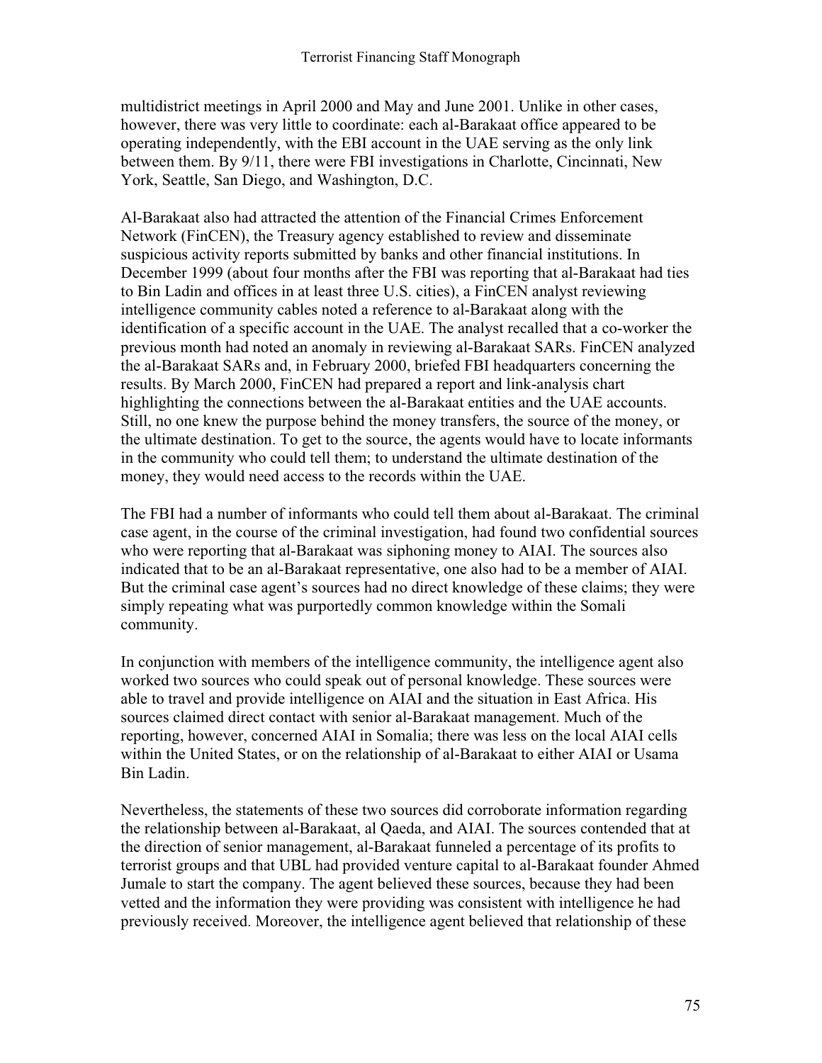multidistrict meetings in April 2000 and May and June 2001. Unlike in other cases, however, there was very little to coordinate: each al-Barakaat office appeared to be operating independently, with the EBI account in the UAE serving as the only link between them. By 9/11, there were FBI investigations in Charlotte, Cincinnati, New York, Seattle, San Diego, and Washington, D.C.

Al-Barakaat also had attracted the attention of the Financial Crimes Enforcement Network (FinCEN), the Treasury agency established to review and disseminate suspicious activity reports submitted by banks and other financial institutions. In December 1999 (about four months after the FBI was reporting that al-Barakaat had ties to Bin Ladin and offices in at least three U.S. cities), a FinCEN analyst reviewing intelligence community cables noted a reference to al-Barakaat along with the identification of a specific account in the UAE. The analyst recalled that a co-worker the previous month had noted an anomaly in reviewing al-Barakaat SARs. FinCEN analyzed the al-Barakaat SARs and, in February 2000, briefed FBI headquarters concerning the results. By March 2000, FinCEN had prepared a report and link-analysis chart highlighting the connections between the al-Barakaat entities and the UAE accounts. Still, no one knew the purpose behind the money transfers, the source of the money, or the ultimate destination. To get to the source, the agents would have to locate informants in the community who could tell them; to understand the ultimate destination of the money, they would need access to the records within the UAE.

The FBI had a number of informants who could tell them about al-Barakaat. The criminal case agent, in the course of the criminal investigation, had found two confidential sources who were reporting that al-Barakaat was siphoning money to AIAI. The sources also indicated that to be an al-Barakaat representative, one also had to be a member of AIAI. But the criminal case agent's sources had no direct knowledge of these claims; they were simply repeating what was purportedly common knowledge within the Somali community.

In conjunction with members of the intelligence community, the intelligence agent also worked two sources who could speak out of personal knowledge. These sources were able to travel and provide intelligence on AIAI and the situation in East Africa. His sources claimed direct contact with senior al-Barakaat management. Much of the reporting, however, concerned AIAI in Somalia; there was less on the local AIAI cells within the United States, or on the relationship of al-Barakaat to either AIAI or Usama Bin Ladin.

Nevertheless, the statements of these two sources did corroborate information regarding the relationship between al-Barakaat, al Qaeda, and AIAI. The sources contended that at the direction of senior management, al-Barakaat funneled a percentage of its profits to terrorist groups and that UBL had provided venture capital to al-Barakaat founder Ahmed Jumale to start the company. The agent believed these sources, because they had been vetted and the information they were providing was consistent with intelligence he had previously received. Moreover, the intelligence agent believed that relationship of these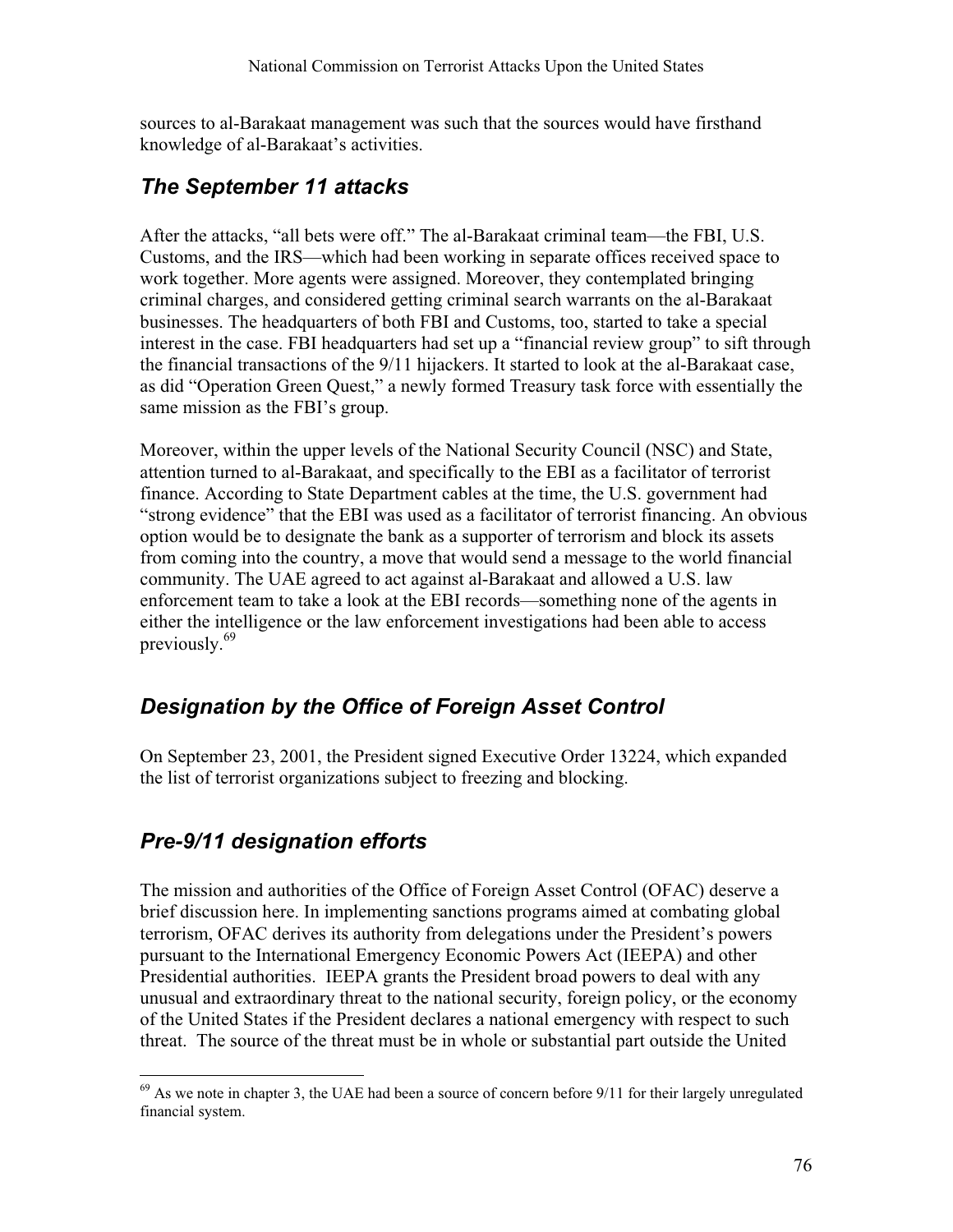sources to al-Barakaat management was such that the sources would have firsthand knowledge of al-Barakaat's activities.

## *The September 11 attacks*

After the attacks, "all bets were off." The al-Barakaat criminal team—the FBI, U.S. Customs, and the IRS—which had been working in separate offices received space to work together. More agents were assigned. Moreover, they contemplated bringing criminal charges, and considered getting criminal search warrants on the al-Barakaat businesses. The headquarters of both FBI and Customs, too, started to take a special interest in the case. FBI headquarters had set up a "financial review group" to sift through the financial transactions of the 9/11 hijackers. It started to look at the al-Barakaat case, as did "Operation Green Quest," a newly formed Treasury task force with essentially the same mission as the FBI's group.

Moreover, within the upper levels of the National Security Council (NSC) and State, attention turned to al-Barakaat, and specifically to the EBI as a facilitator of terrorist finance. According to State Department cables at the time, the U.S. government had "strong evidence" that the EBI was used as a facilitator of terrorist financing. An obvious option would be to designate the bank as a supporter of terrorism and block its assets from coming into the country, a move that would send a message to the world financial community. The UAE agreed to act against al-Barakaat and allowed a U.S. law enforcement team to take a look at the EBI records—something none of the agents in either the intelligence or the law enforcement investigations had been able to access previously.[69]

## *Designation by the Office of Foreign Asset Control*

On September 23, 2001, the President signed Executive Order 13224, which expanded the list of terrorist organizations subject to freezing and blocking.

## *Pre-9/11 designation efforts*

The mission and authorities of the Office of Foreign Asset Control (OFAC) deserve a brief discussion here. In implementing sanctions programs aimed at combating global terrorism, OFAC derives its authority from delegations under the President's powers pursuant to the International Emergency Economic Powers Act (IEEPA) and other Presidential authorities. IEEPA grants the President broad powers to deal with any unusual and extraordinary threat to the national security, foreign policy, or the economy of the United States if the President declares a national emergency with respect to such threat. The source of the threat must be in whole or substantial part outside the United

---

[69] As we note in chapter 3, the UAE had been a source of concern before 9/11 for their largely unregulated financial system.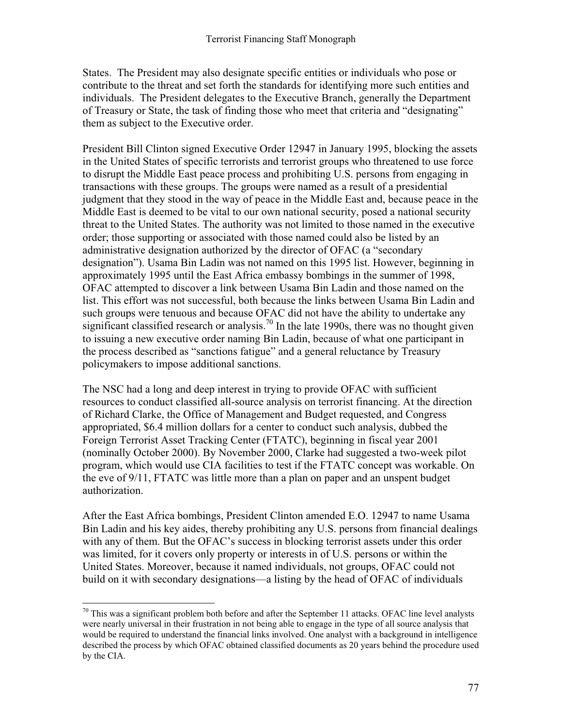States. The President may also designate specific entities or individuals who pose or contribute to the threat and set forth the standards for identifying more such entities and individuals. The President delegates to the Executive Branch, generally the Department of Treasury or State, the task of finding those who meet that criteria and "designating" them as subject to the Executive order.

President Bill Clinton signed Executive Order 12947 in January 1995, blocking the assets in the United States of specific terrorists and terrorist groups who threatened to use force to disrupt the Middle East peace process and prohibiting U.S. persons from engaging in transactions with these groups. The groups were named as a result of a presidential judgment that they stood in the way of peace in the Middle East and, because peace in the Middle East is deemed to be vital to our own national security, posed a national security threat to the United States. The authority was not limited to those named in the executive order; those supporting or associated with those named could also be listed by an administrative designation authorized by the director of OFAC (a "secondary designation"). Usama Bin Ladin was not named on this 1995 list. However, beginning in approximately 1995 until the East Africa embassy bombings in the summer of 1998, OFAC attempted to discover a link between Usama Bin Ladin and those named on the list. This effort was not successful, both because the links between Usama Bin Ladin and such groups were tenuous and because OFAC did not have the ability to undertake any significant classified research or analysis.[70] In the late 1990s, there was no thought given to issuing a new executive order naming Bin Ladin, because of what one participant in the process described as "sanctions fatigue" and a general reluctance by Treasury policymakers to impose additional sanctions.

The NSC had a long and deep interest in trying to provide OFAC with sufficient resources to conduct classified all-source analysis on terrorist financing. At the direction of Richard Clarke, the Office of Management and Budget requested, and Congress appropriated, $6.4 million dollars for a center to conduct such analysis, dubbed the Foreign Terrorist Asset Tracking Center (FTATC), beginning in fiscal year 2001 (nominally October 2000). By November 2000, Clarke had suggested a two-week pilot program, which would use CIA facilities to test if the FTATC concept was workable. On the eve of 9/11, FTATC was little more than a plan on paper and an unspent budget authorization.

After the East Africa bombings, President Clinton amended E.O. 12947 to name Usama Bin Ladin and his key aides, thereby prohibiting any U.S. persons from financial dealings with any of them. But the OFAC's success in blocking terrorist assets under this order was limited, for it covers only property or interests in of U.S. persons or within the United States. Moreover, because it named individuals, not groups, OFAC could not build on it with secondary designations—a listing by the head of OFAC of individuals

---

[70] This was a significant problem both before and after the September 11 attacks. OFAC line level analysts were nearly universal in their frustration in not being able to engage in the type of all source analysis that would be required to understand the financial links involved. One analyst with a background in intelligence described the process by which OFAC obtained classified documents as 20 years behind the procedure used by the CIA.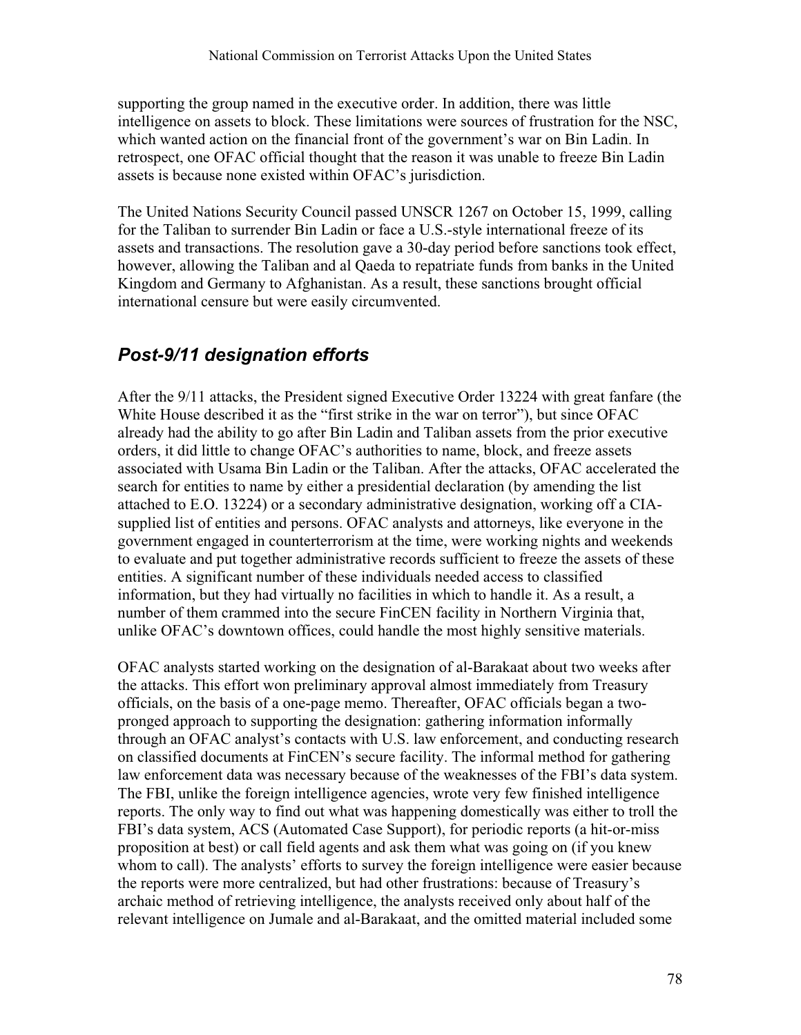supporting the group named in the executive order. In addition, there was little intelligence on assets to block. These limitations were sources of frustration for the NSC, which wanted action on the financial front of the government's war on Bin Ladin. In retrospect, one OFAC official thought that the reason it was unable to freeze Bin Ladin assets is because none existed within OFAC's jurisdiction.

The United Nations Security Council passed UNSCR 1267 on October 15, 1999, calling for the Taliban to surrender Bin Ladin or face a U.S.-style international freeze of its assets and transactions. The resolution gave a 30-day period before sanctions took effect, however, allowing the Taliban and al Qaeda to repatriate funds from banks in the United Kingdom and Germany to Afghanistan. As a result, these sanctions brought official international censure but were easily circumvented.

## *Post-9/11 designation efforts*

After the 9/11 attacks, the President signed Executive Order 13224 with great fanfare (the White House described it as the "first strike in the war on terror"), but since OFAC already had the ability to go after Bin Ladin and Taliban assets from the prior executive orders, it did little to change OFAC's authorities to name, block, and freeze assets associated with Usama Bin Ladin or the Taliban. After the attacks, OFAC accelerated the search for entities to name by either a presidential declaration (by amending the list attached to E.O. 13224) or a secondary administrative designation, working off a CIA-supplied list of entities and persons. OFAC analysts and attorneys, like everyone in the government engaged in counterterrorism at the time, were working nights and weekends to evaluate and put together administrative records sufficient to freeze the assets of these entities. A significant number of these individuals needed access to classified information, but they had virtually no facilities in which to handle it. As a result, a number of them crammed into the secure FinCEN facility in Northern Virginia that, unlike OFAC's downtown offices, could handle the most highly sensitive materials.

OFAC analysts started working on the designation of al-Barakaat about two weeks after the attacks. This effort won preliminary approval almost immediately from Treasury officials, on the basis of a one-page memo. Thereafter, OFAC officials began a two-pronged approach to supporting the designation: gathering information informally through an OFAC analyst's contacts with U.S. law enforcement, and conducting research on classified documents at FinCEN's secure facility. The informal method for gathering law enforcement data was necessary because of the weaknesses of the FBI's data system. The FBI, unlike the foreign intelligence agencies, wrote very few finished intelligence reports. The only way to find out what was happening domestically was either to troll the FBI's data system, ACS (Automated Case Support), for periodic reports (a hit-or-miss proposition at best) or call field agents and ask them what was going on (if you knew whom to call). The analysts' efforts to survey the foreign intelligence were easier because the reports were more centralized, but had other frustrations: because of Treasury's archaic method of retrieving intelligence, the analysts received only about half of the relevant intelligence on Jumale and al-Barakaat, and the omitted material included some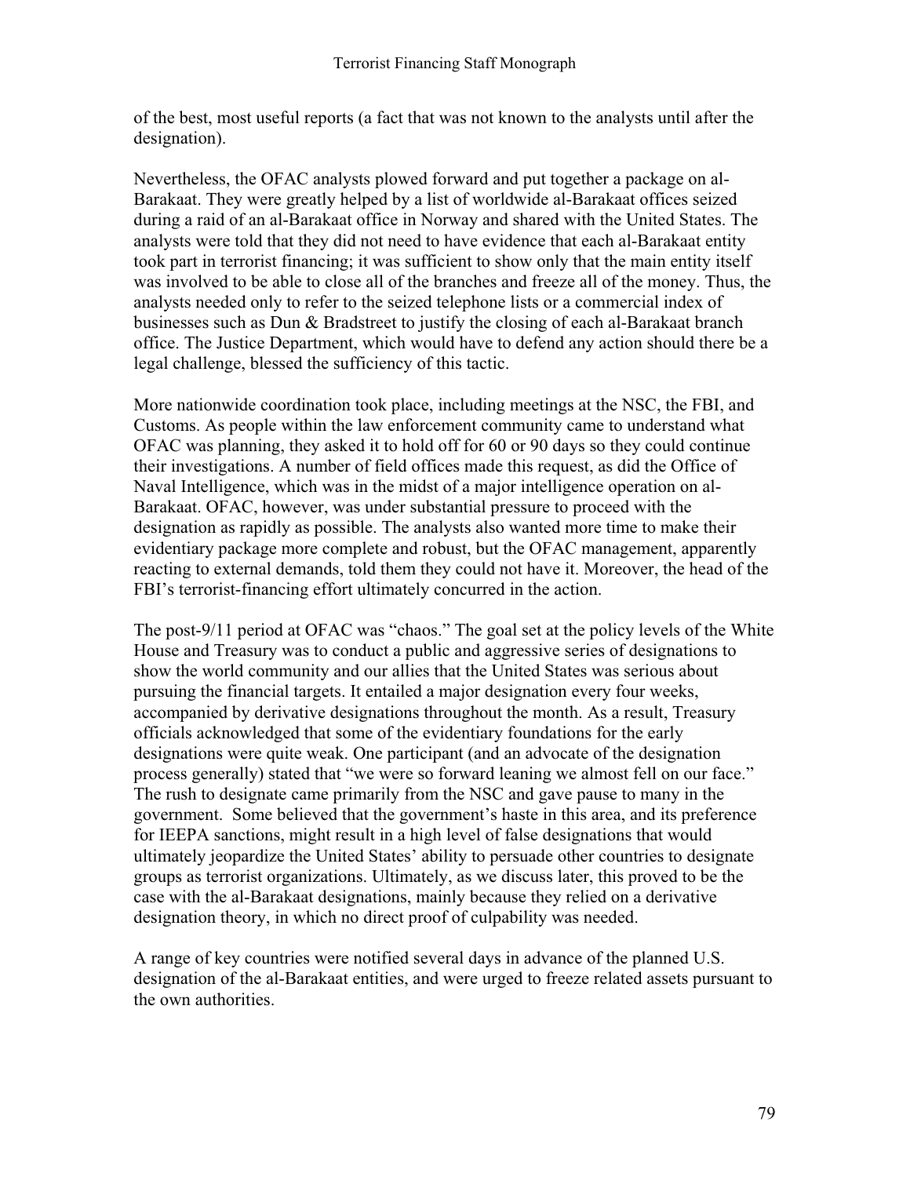of the best, most useful reports (a fact that was not known to the analysts until after the designation).

Nevertheless, the OFAC analysts plowed forward and put together a package on al-Barakaat. They were greatly helped by a list of worldwide al-Barakaat offices seized during a raid of an al-Barakaat office in Norway and shared with the United States. The analysts were told that they did not need to have evidence that each al-Barakaat entity took part in terrorist financing; it was sufficient to show only that the main entity itself was involved to be able to close all of the branches and freeze all of the money. Thus, the analysts needed only to refer to the seized telephone lists or a commercial index of businesses such as Dun & Bradstreet to justify the closing of each al-Barakaat branch office. The Justice Department, which would have to defend any action should there be a legal challenge, blessed the sufficiency of this tactic.

More nationwide coordination took place, including meetings at the NSC, the FBI, and Customs. As people within the law enforcement community came to understand what OFAC was planning, they asked it to hold off for 60 or 90 days so they could continue their investigations. A number of field offices made this request, as did the Office of Naval Intelligence, which was in the midst of a major intelligence operation on al-Barakaat. OFAC, however, was under substantial pressure to proceed with the designation as rapidly as possible. The analysts also wanted more time to make their evidentiary package more complete and robust, but the OFAC management, apparently reacting to external demands, told them they could not have it. Moreover, the head of the FBI's terrorist-financing effort ultimately concurred in the action.

The post-9/11 period at OFAC was "chaos." The goal set at the policy levels of the White House and Treasury was to conduct a public and aggressive series of designations to show the world community and our allies that the United States was serious about pursuing the financial targets. It entailed a major designation every four weeks, accompanied by derivative designations throughout the month. As a result, Treasury officials acknowledged that some of the evidentiary foundations for the early designations were quite weak. One participant (and an advocate of the designation process generally) stated that "we were so forward leaning we almost fell on our face." The rush to designate came primarily from the NSC and gave pause to many in the government. Some believed that the government's haste in this area, and its preference for IEEPA sanctions, might result in a high level of false designations that would ultimately jeopardize the United States' ability to persuade other countries to designate groups as terrorist organizations. Ultimately, as we discuss later, this proved to be the case with the al-Barakaat designations, mainly because they relied on a derivative designation theory, in which no direct proof of culpability was needed.

A range of key countries were notified several days in advance of the planned U.S. designation of the al-Barakaat entities, and were urged to freeze related assets pursuant to the own authorities.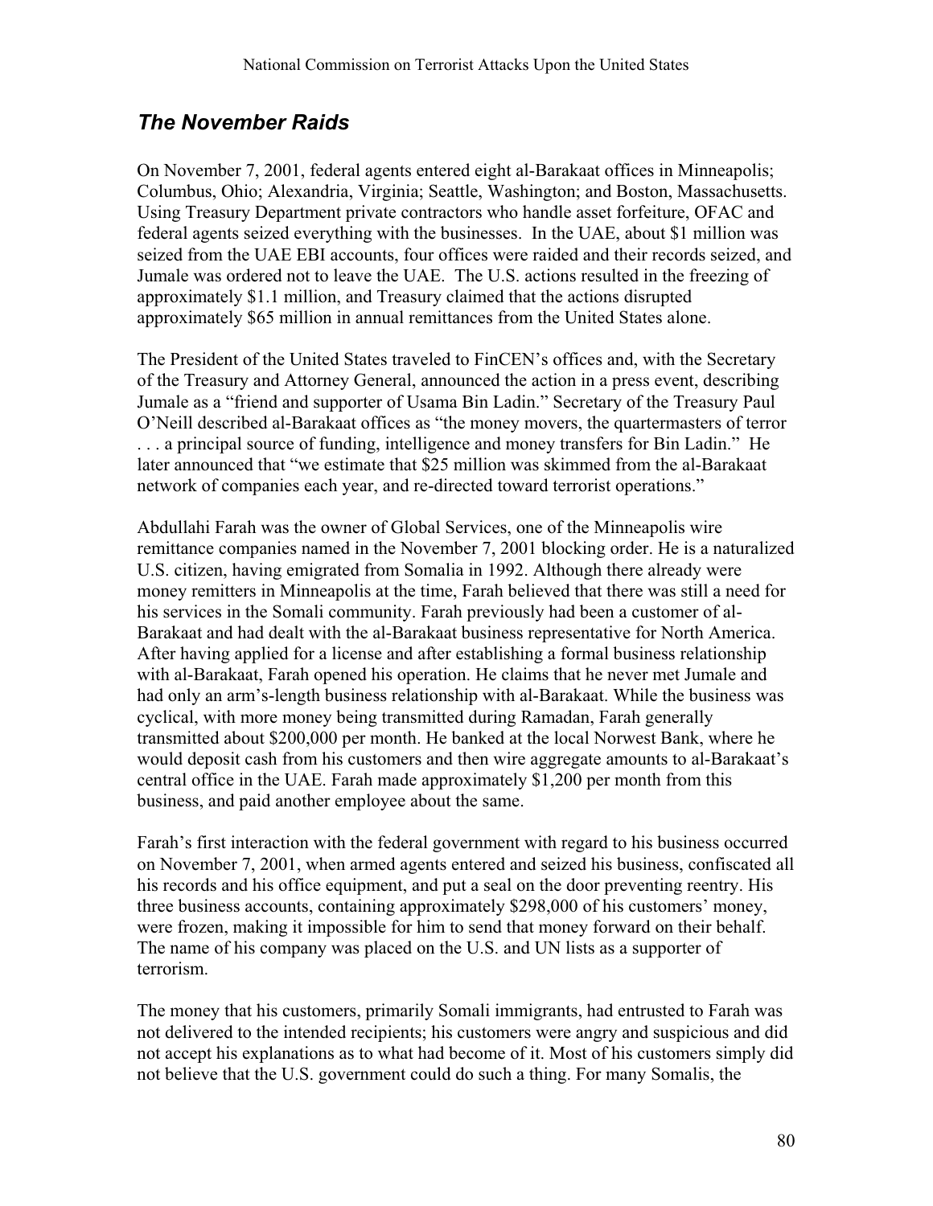## *The November Raids*

On November 7, 2001, federal agents entered eight al-Barakaat offices in Minneapolis; Columbus, Ohio; Alexandria, Virginia; Seattle, Washington; and Boston, Massachusetts. Using Treasury Department private contractors who handle asset forfeiture, OFAC and federal agents seized everything with the businesses. In the UAE, about $1 million was seized from the UAE EBI accounts, four offices were raided and their records seized, and Jumale was ordered not to leave the UAE. The U.S. actions resulted in the freezing of approximately $1.1 million, and Treasury claimed that the actions disrupted approximately $65 million in annual remittances from the United States alone.

The President of the United States traveled to FinCEN's offices and, with the Secretary of the Treasury and Attorney General, announced the action in a press event, describing Jumale as a "friend and supporter of Usama Bin Ladin." Secretary of the Treasury Paul O'Neill described al-Barakaat offices as "the money movers, the quartermasters of terror . . . a principal source of funding, intelligence and money transfers for Bin Ladin." He later announced that "we estimate that $25 million was skimmed from the al-Barakaat network of companies each year, and re-directed toward terrorist operations."

Abdullahi Farah was the owner of Global Services, one of the Minneapolis wire remittance companies named in the November 7, 2001 blocking order. He is a naturalized U.S. citizen, having emigrated from Somalia in 1992. Although there already were money remitters in Minneapolis at the time, Farah believed that there was still a need for his services in the Somali community. Farah previously had been a customer of al-Barakaat and had dealt with the al-Barakaat business representative for North America. After having applied for a license and after establishing a formal business relationship with al-Barakaat, Farah opened his operation. He claims that he never met Jumale and had only an arm's-length business relationship with al-Barakaat. While the business was cyclical, with more money being transmitted during Ramadan, Farah generally transmitted about $200,000 per month. He banked at the local Norwest Bank, where he would deposit cash from his customers and then wire aggregate amounts to al-Barakaat's central office in the UAE. Farah made approximately $1,200 per month from this business, and paid another employee about the same.

Farah's first interaction with the federal government with regard to his business occurred on November 7, 2001, when armed agents entered and seized his business, confiscated all his records and his office equipment, and put a seal on the door preventing reentry. His three business accounts, containing approximately $298,000 of his customers' money, were frozen, making it impossible for him to send that money forward on their behalf. The name of his company was placed on the U.S. and UN lists as a supporter of terrorism.

The money that his customers, primarily Somali immigrants, had entrusted to Farah was not delivered to the intended recipients; his customers were angry and suspicious and did not accept his explanations as to what had become of it. Most of his customers simply did not believe that the U.S. government could do such a thing. For many Somalis, the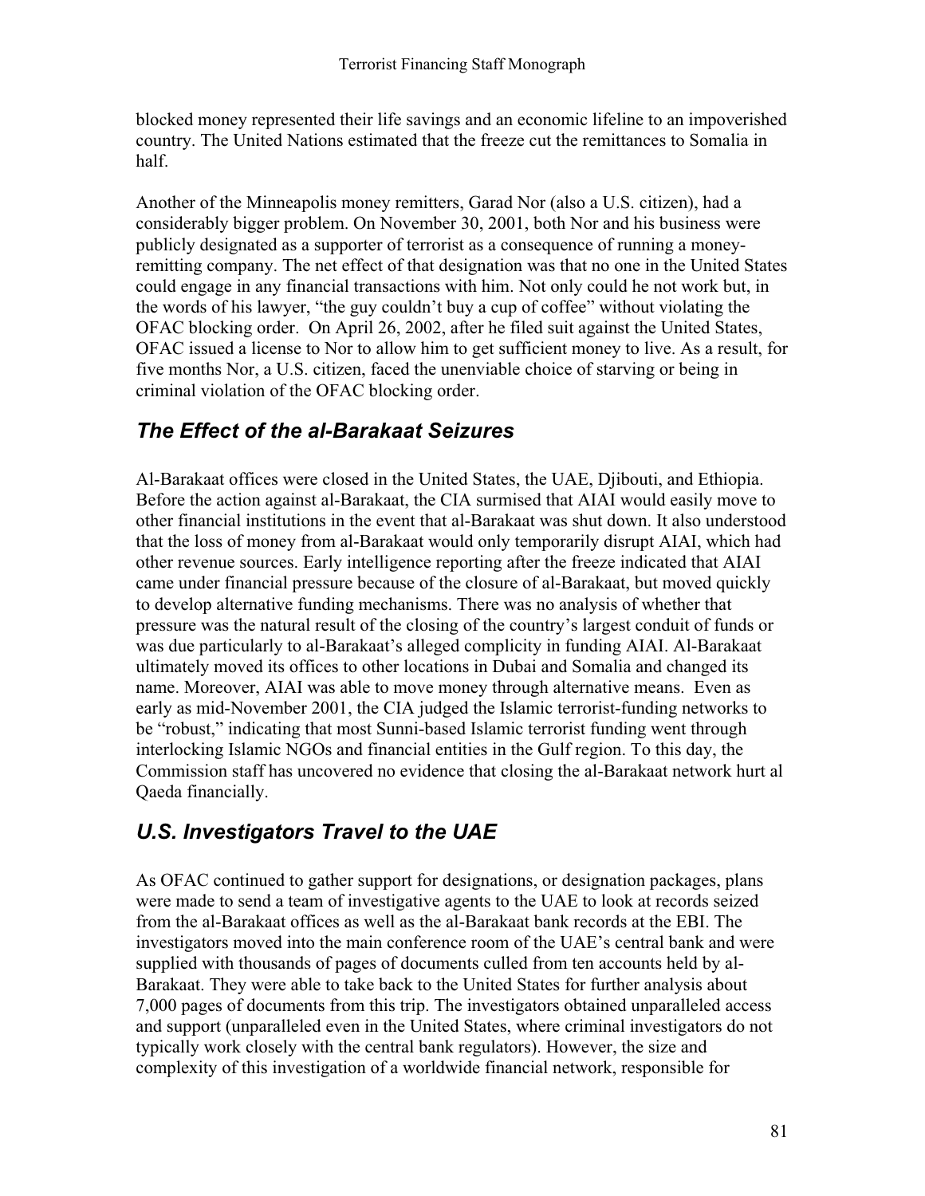blocked money represented their life savings and an economic lifeline to an impoverished country. The United Nations estimated that the freeze cut the remittances to Somalia in half.

Another of the Minneapolis money remitters, Garad Nor (also a U.S. citizen), had a considerably bigger problem. On November 30, 2001, both Nor and his business were publicly designated as a supporter of terrorist as a consequence of running a money-remitting company. The net effect of that designation was that no one in the United States could engage in any financial transactions with him. Not only could he not work but, in the words of his lawyer, "the guy couldn't buy a cup of coffee" without violating the OFAC blocking order. On April 26, 2002, after he filed suit against the United States, OFAC issued a license to Nor to allow him to get sufficient money to live. As a result, for five months Nor, a U.S. citizen, faced the unenviable choice of starving or being in criminal violation of the OFAC blocking order.

## *The Effect of the al-Barakaat Seizures*

Al-Barakaat offices were closed in the United States, the UAE, Djibouti, and Ethiopia. Before the action against al-Barakaat, the CIA surmised that AIAI would easily move to other financial institutions in the event that al-Barakaat was shut down. It also understood that the loss of money from al-Barakaat would only temporarily disrupt AIAI, which had other revenue sources. Early intelligence reporting after the freeze indicated that AIAI came under financial pressure because of the closure of al-Barakaat, but moved quickly to develop alternative funding mechanisms. There was no analysis of whether that pressure was the natural result of the closing of the country's largest conduit of funds or was due particularly to al-Barakaat's alleged complicity in funding AIAI. Al-Barakaat ultimately moved its offices to other locations in Dubai and Somalia and changed its name. Moreover, AIAI was able to move money through alternative means. Even as early as mid-November 2001, the CIA judged the Islamic terrorist-funding networks to be "robust," indicating that most Sunni-based Islamic terrorist funding went through interlocking Islamic NGOs and financial entities in the Gulf region. To this day, the Commission staff has uncovered no evidence that closing the al-Barakaat network hurt al Qaeda financially.

## *U.S. Investigators Travel to the UAE*

As OFAC continued to gather support for designations, or designation packages, plans were made to send a team of investigative agents to the UAE to look at records seized from the al-Barakaat offices as well as the al-Barakaat bank records at the EBI. The investigators moved into the main conference room of the UAE's central bank and were supplied with thousands of pages of documents culled from ten accounts held by al-Barakaat. They were able to take back to the United States for further analysis about 7,000 pages of documents from this trip. The investigators obtained unparalleled access and support (unparalleled even in the United States, where criminal investigators do not typically work closely with the central bank regulators). However, the size and complexity of this investigation of a worldwide financial network, responsible for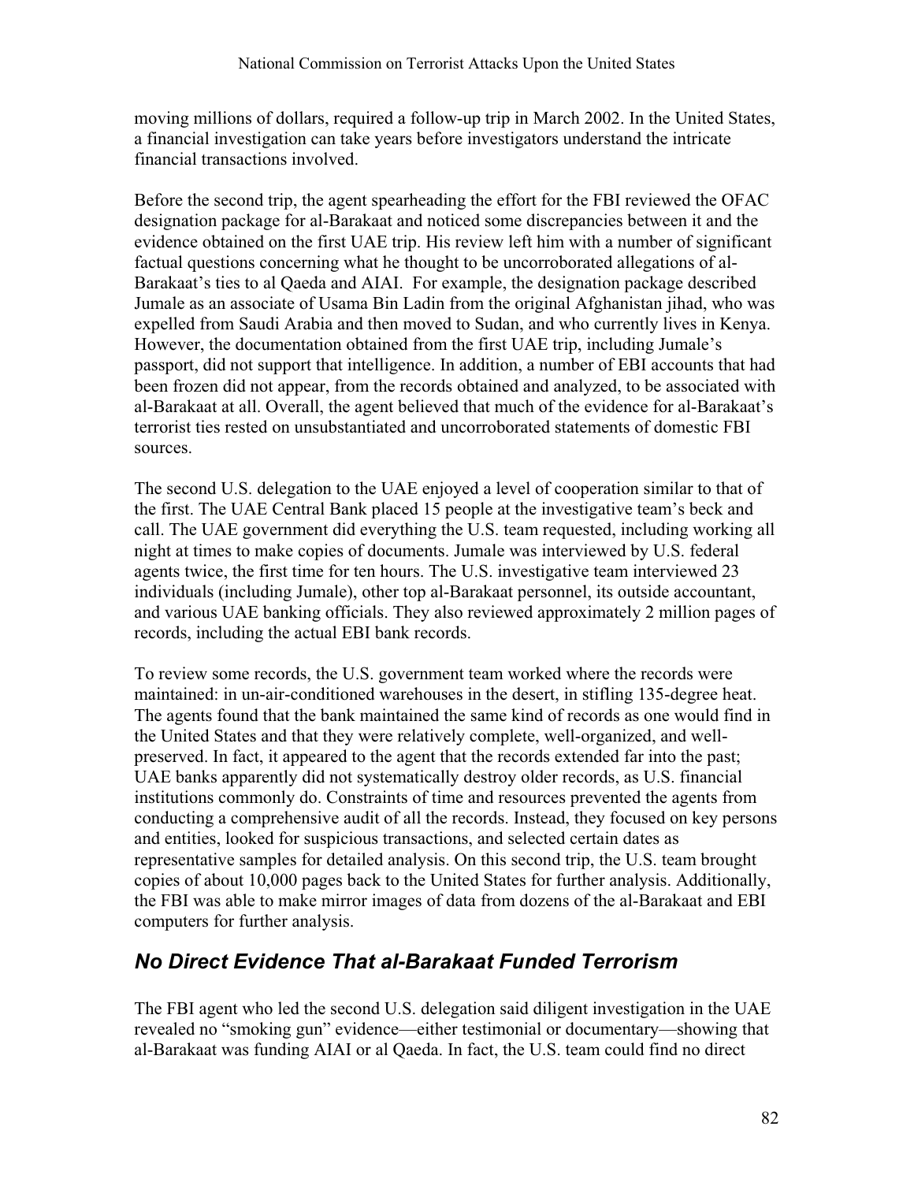moving millions of dollars, required a follow-up trip in March 2002. In the United States, a financial investigation can take years before investigators understand the intricate financial transactions involved.

Before the second trip, the agent spearheading the effort for the FBI reviewed the OFAC designation package for al-Barakaat and noticed some discrepancies between it and the evidence obtained on the first UAE trip. His review left him with a number of significant factual questions concerning what he thought to be uncorroborated allegations of al-Barakaat's ties to al Qaeda and AIAI. For example, the designation package described Jumale as an associate of Usama Bin Ladin from the original Afghanistan jihad, who was expelled from Saudi Arabia and then moved to Sudan, and who currently lives in Kenya. However, the documentation obtained from the first UAE trip, including Jumale's passport, did not support that intelligence. In addition, a number of EBI accounts that had been frozen did not appear, from the records obtained and analyzed, to be associated with al-Barakaat at all. Overall, the agent believed that much of the evidence for al-Barakaat's terrorist ties rested on unsubstantiated and uncorroborated statements of domestic FBI sources.

The second U.S. delegation to the UAE enjoyed a level of cooperation similar to that of the first. The UAE Central Bank placed 15 people at the investigative team's beck and call. The UAE government did everything the U.S. team requested, including working all night at times to make copies of documents. Jumale was interviewed by U.S. federal agents twice, the first time for ten hours. The U.S. investigative team interviewed 23 individuals (including Jumale), other top al-Barakaat personnel, its outside accountant, and various UAE banking officials. They also reviewed approximately 2 million pages of records, including the actual EBI bank records.

To review some records, the U.S. government team worked where the records were maintained: in un-air-conditioned warehouses in the desert, in stifling 135-degree heat. The agents found that the bank maintained the same kind of records as one would find in the United States and that they were relatively complete, well-organized, and well-preserved. In fact, it appeared to the agent that the records extended far into the past; UAE banks apparently did not systematically destroy older records, as U.S. financial institutions commonly do. Constraints of time and resources prevented the agents from conducting a comprehensive audit of all the records. Instead, they focused on key persons and entities, looked for suspicious transactions, and selected certain dates as representative samples for detailed analysis. On this second trip, the U.S. team brought copies of about 10,000 pages back to the United States for further analysis. Additionally, the FBI was able to make mirror images of data from dozens of the al-Barakaat and EBI computers for further analysis.

## *No Direct Evidence That al-Barakaat Funded Terrorism*

The FBI agent who led the second U.S. delegation said diligent investigation in the UAE revealed no "smoking gun" evidence—either testimonial or documentary—showing that al-Barakaat was funding AIAI or al Qaeda. In fact, the U.S. team could find no direct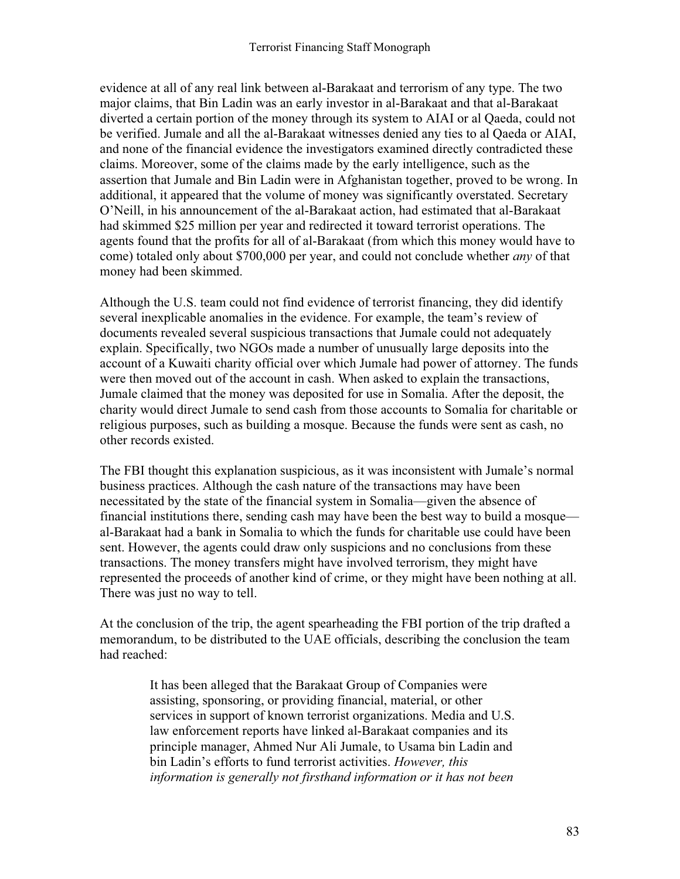evidence at all of any real link between al-Barakaat and terrorism of any type. The two major claims, that Bin Ladin was an early investor in al-Barakaat and that al-Barakaat diverted a certain portion of the money through its system to AIAI or al Qaeda, could not be verified. Jumale and all the al-Barakaat witnesses denied any ties to al Qaeda or AIAI, and none of the financial evidence the investigators examined directly contradicted these claims. Moreover, some of the claims made by the early intelligence, such as the assertion that Jumale and Bin Ladin were in Afghanistan together, proved to be wrong. In additional, it appeared that the volume of money was significantly overstated. Secretary O'Neill, in his announcement of the al-Barakaat action, had estimated that al-Barakaat had skimmed $25 million per year and redirected it toward terrorist operations. The agents found that the profits for all of al-Barakaat (from which this money would have to come) totaled only about $700,000 per year, and could not conclude whether *any* of that money had been skimmed.

Although the U.S. team could not find evidence of terrorist financing, they did identify several inexplicable anomalies in the evidence. For example, the team's review of documents revealed several suspicious transactions that Jumale could not adequately explain. Specifically, two NGOs made a number of unusually large deposits into the account of a Kuwaiti charity official over which Jumale had power of attorney. The funds were then moved out of the account in cash. When asked to explain the transactions, Jumale claimed that the money was deposited for use in Somalia. After the deposit, the charity would direct Jumale to send cash from those accounts to Somalia for charitable or religious purposes, such as building a mosque. Because the funds were sent as cash, no other records existed.

The FBI thought this explanation suspicious, as it was inconsistent with Jumale's normal business practices. Although the cash nature of the transactions may have been necessitated by the state of the financial system in Somalia—given the absence of financial institutions there, sending cash may have been the best way to build a mosque—al-Barakaat had a bank in Somalia to which the funds for charitable use could have been sent. However, the agents could draw only suspicions and no conclusions from these transactions. The money transfers might have involved terrorism, they might have represented the proceeds of another kind of crime, or they might have been nothing at all. There was just no way to tell.

At the conclusion of the trip, the agent spearheading the FBI portion of the trip drafted a memorandum, to be distributed to the UAE officials, describing the conclusion the team had reached:

> It has been alleged that the Barakaat Group of Companies were assisting, sponsoring, or providing financial, material, or other services in support of known terrorist organizations. Media and U.S. law enforcement reports have linked al-Barakaat companies and its principle manager, Ahmed Nur Ali Jumale, to Usama bin Ladin and bin Ladin's efforts to fund terrorist activities. *However, this information is generally not firsthand information or it has not been*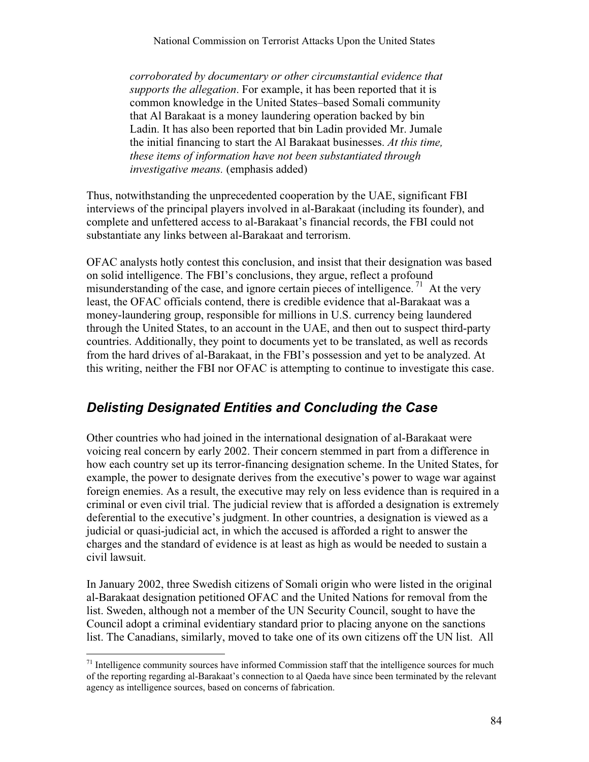> *corroborated by documentary or other circumstantial evidence that supports the allegation*. For example, it has been reported that it is common knowledge in the United States–based Somali community that Al Barakaat is a money laundering operation backed by bin Ladin. It has also been reported that bin Ladin provided Mr. Jumale the initial financing to start the Al Barakaat businesses. *At this time, these items of information have not been substantiated through investigative means.* (emphasis added)

Thus, notwithstanding the unprecedented cooperation by the UAE, significant FBI interviews of the principal players involved in al-Barakaat (including its founder), and complete and unfettered access to al-Barakaat's financial records, the FBI could not substantiate any links between al-Barakaat and terrorism.

OFAC analysts hotly contest this conclusion, and insist that their designation was based on solid intelligence. The FBI's conclusions, they argue, reflect a profound misunderstanding of the case, and ignore certain pieces of intelligence.[71] At the very least, the OFAC officials contend, there is credible evidence that al-Barakaat was a money-laundering group, responsible for millions in U.S. currency being laundered through the United States, to an account in the UAE, and then out to suspect third-party countries. Additionally, they point to documents yet to be translated, as well as records from the hard drives of al-Barakaat, in the FBI's possession and yet to be analyzed. At this writing, neither the FBI nor OFAC is attempting to continue to investigate this case.

## *Delisting Designated Entities and Concluding the Case*

Other countries who had joined in the international designation of al-Barakaat were voicing real concern by early 2002. Their concern stemmed in part from a difference in how each country set up its terror-financing designation scheme. In the United States, for example, the power to designate derives from the executive's power to wage war against foreign enemies. As a result, the executive may rely on less evidence than is required in a criminal or even civil trial. The judicial review that is afforded a designation is extremely deferential to the executive's judgment. In other countries, a designation is viewed as a judicial or quasi-judicial act, in which the accused is afforded a right to answer the charges and the standard of evidence is at least as high as would be needed to sustain a civil lawsuit.

In January 2002, three Swedish citizens of Somali origin who were listed in the original al-Barakaat designation petitioned OFAC and the United Nations for removal from the list. Sweden, although not a member of the UN Security Council, sought to have the Council adopt a criminal evidentiary standard prior to placing anyone on the sanctions list. The Canadians, similarly, moved to take one of its own citizens off the UN list. All

---

[71] Intelligence community sources have informed Commission staff that the intelligence sources for much of the reporting regarding al-Barakaat's connection to al Qaeda have since been terminated by the relevant agency as intelligence sources, based on concerns of fabrication.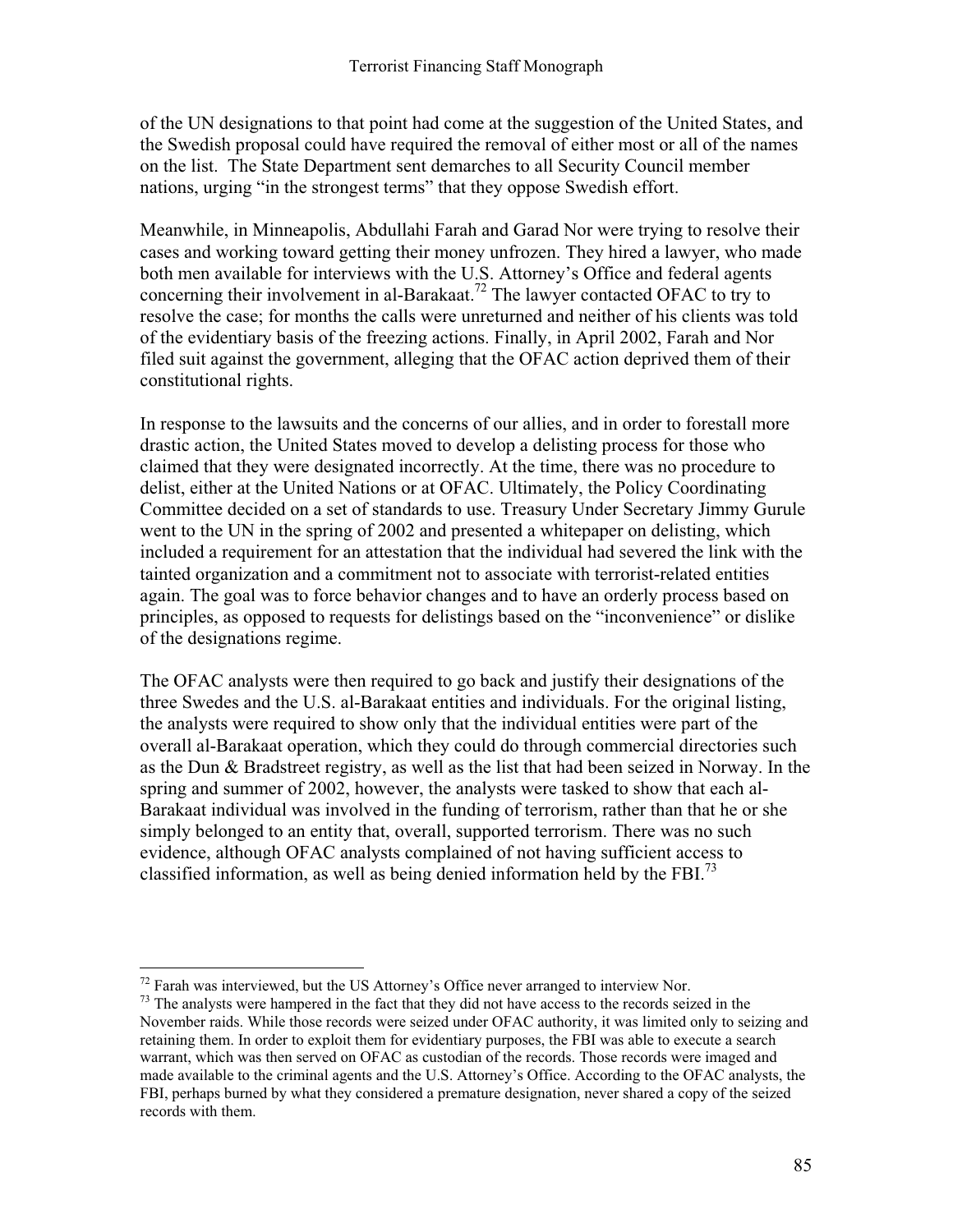of the UN designations to that point had come at the suggestion of the United States, and the Swedish proposal could have required the removal of either most or all of the names on the list. The State Department sent demarches to all Security Council member nations, urging "in the strongest terms" that they oppose Swedish effort.

Meanwhile, in Minneapolis, Abdullahi Farah and Garad Nor were trying to resolve their cases and working toward getting their money unfrozen. They hired a lawyer, who made both men available for interviews with the U.S. Attorney's Office and federal agents concerning their involvement in al-Barakaat.[72] The lawyer contacted OFAC to try to resolve the case; for months the calls were unreturned and neither of his clients was told of the evidentiary basis of the freezing actions. Finally, in April 2002, Farah and Nor filed suit against the government, alleging that the OFAC action deprived them of their constitutional rights.

In response to the lawsuits and the concerns of our allies, and in order to forestall more drastic action, the United States moved to develop a delisting process for those who claimed that they were designated incorrectly. At the time, there was no procedure to delist, either at the United Nations or at OFAC. Ultimately, the Policy Coordinating Committee decided on a set of standards to use. Treasury Under Secretary Jimmy Gurule went to the UN in the spring of 2002 and presented a whitepaper on delisting, which included a requirement for an attestation that the individual had severed the link with the tainted organization and a commitment not to associate with terrorist-related entities again. The goal was to force behavior changes and to have an orderly process based on principles, as opposed to requests for delistings based on the "inconvenience" or dislike of the designations regime.

The OFAC analysts were then required to go back and justify their designations of the three Swedes and the U.S. al-Barakaat entities and individuals. For the original listing, the analysts were required to show only that the individual entities were part of the overall al-Barakaat operation, which they could do through commercial directories such as the Dun & Bradstreet registry, as well as the list that had been seized in Norway. In the spring and summer of 2002, however, the analysts were tasked to show that each al-Barakaat individual was involved in the funding of terrorism, rather than that he or she simply belonged to an entity that, overall, supported terrorism. There was no such evidence, although OFAC analysts complained of not having sufficient access to classified information, as well as being denied information held by the FBI.[73]

---

[72] Farah was interviewed, but the US Attorney's Office never arranged to interview Nor.

[73] The analysts were hampered in the fact that they did not have access to the records seized in the November raids. While those records were seized under OFAC authority, it was limited only to seizing and retaining them. In order to exploit them for evidentiary purposes, the FBI was able to execute a search warrant, which was then served on OFAC as custodian of the records. Those records were imaged and made available to the criminal agents and the U.S. Attorney's Office. According to the OFAC analysts, the FBI, perhaps burned by what they considered a premature designation, never shared a copy of the seized records with them.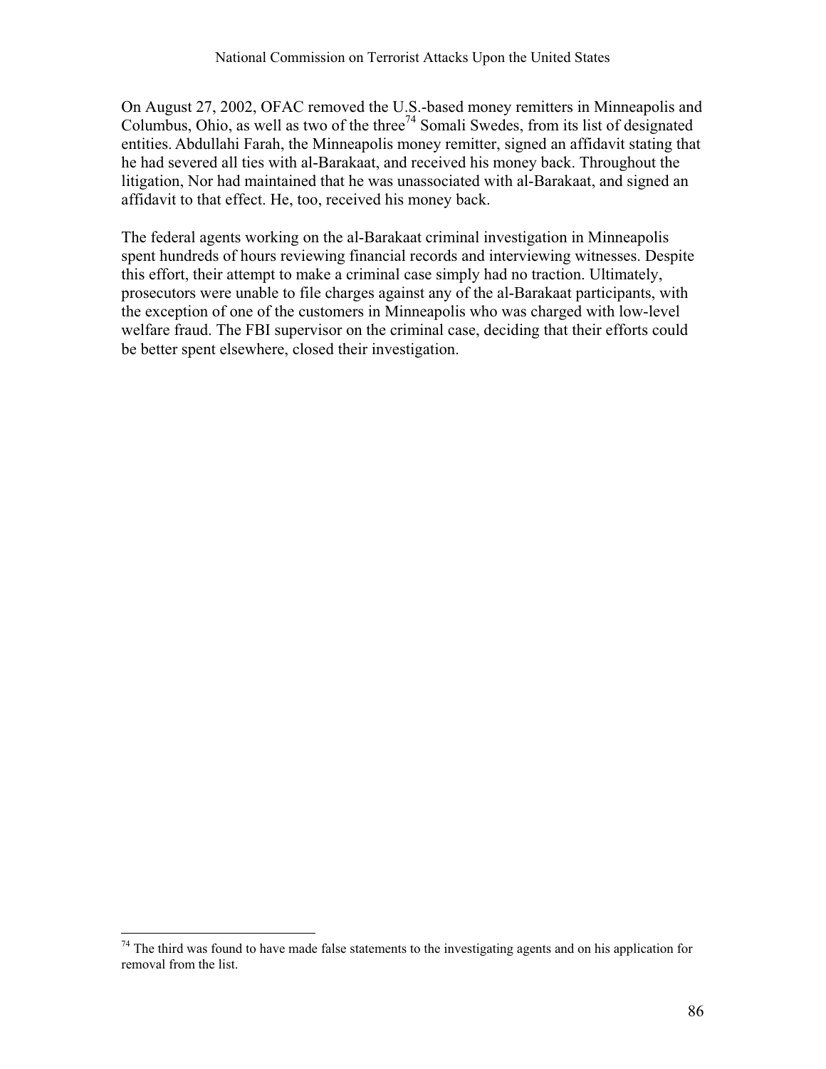On August 27, 2002, OFAC removed the U.S.-based money remitters in Minneapolis and Columbus, Ohio, as well as two of the three[74] Somali Swedes, from its list of designated entities. Abdullahi Farah, the Minneapolis money remitter, signed an affidavit stating that he had severed all ties with al-Barakaat, and received his money back. Throughout the litigation, Nor had maintained that he was unassociated with al-Barakaat, and signed an affidavit to that effect. He, too, received his money back.

The federal agents working on the al-Barakaat criminal investigation in Minneapolis spent hundreds of hours reviewing financial records and interviewing witnesses. Despite this effort, their attempt to make a criminal case simply had no traction. Ultimately, prosecutors were unable to file charges against any of the al-Barakaat participants, with the exception of one of the customers in Minneapolis who was charged with low-level welfare fraud. The FBI supervisor on the criminal case, deciding that their efforts could be better spent elsewhere, closed their investigation.

[74] The third was found to have made false statements to the investigating agents and on his application for removal from the list.